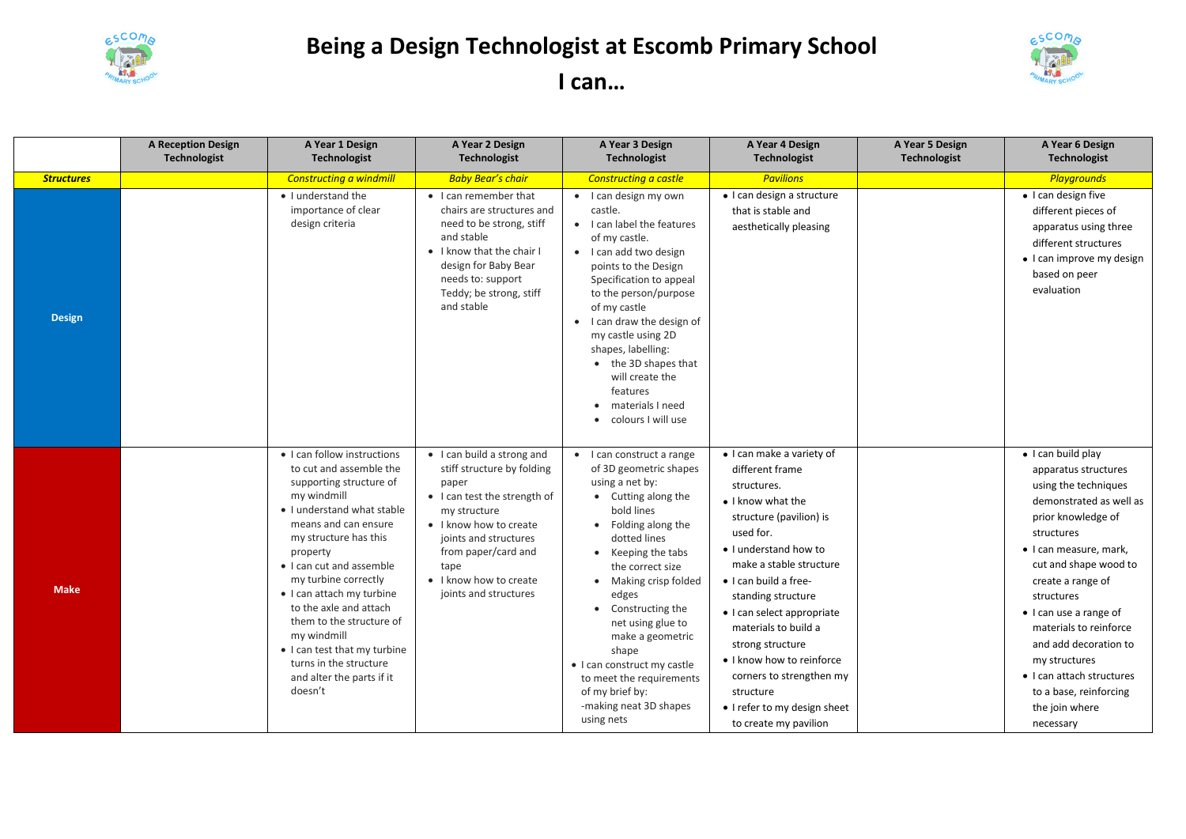# Being a Design Technologist at Escomb Primary School

## I can…

| | A Reception Design Technologist | A Year 1 Design Technologist | A Year 2 Design Technologist | A Year 3 Design Technologist | A Year 4 Design Technologist | A Year 5 Design Technologist | A Year 6 Design Technologist |
|---|---|---|---|---|---|---|---|
| ***Structures*** | | *Constructing a windmill* | *Baby Bear's chair* | *Constructing a castle* | *Pavilions* | | *Playgrounds* |
| **Design** | | • I understand the importance of clear design criteria | • I can remember that chairs are structures and need to be strong, stiff and stable<br>• I know that the chair I design for Baby Bear needs to: support Teddy; be strong, stiff and stable | • I can design my own castle.<br>• I can label the features of my castle.<br>• I can add two design points to the Design Specification to appeal to the person/purpose of my castle<br>• I can draw the design of my castle using 2D shapes, labelling:<br>  • the 3D shapes that will create the features<br>  • materials I need<br>  • colours I will use | • I can design a structure that is stable and aesthetically pleasing | | • I can design five different pieces of apparatus using three different structures<br>• I can improve my design based on peer evaluation |
| **Make** | | • I can follow instructions to cut and assemble the supporting structure of my windmill<br>• I understand what stable means and can ensure my structure has this property<br>• I can cut and assemble my turbine correctly<br>• I can attach my turbine to the axle and attach them to the structure of my windmill<br>• I can test that my turbine turns in the structure and alter the parts if it doesn't | • I can build a strong and stiff structure by folding paper<br>• I can test the strength of my structure<br>• I know how to create joints and structures from paper/card and tape<br>• I know how to create joints and structures | • I can construct a range of 3D geometric shapes using a net by:<br>  • Cutting along the bold lines<br>  • Folding along the dotted lines<br>  • Keeping the tabs the correct size<br>  • Making crisp folded edges<br>  • Constructing the net using glue to make a geometric shape<br>• I can construct my castle to meet the requirements of my brief by:<br>-making neat 3D shapes using nets | • I can make a variety of different frame structures.<br>• I know what the structure (pavilion) is used for.<br>• I understand how to make a stable structure<br>• I can build a free-standing structure<br>• I can select appropriate materials to build a strong structure<br>• I know how to reinforce corners to strengthen my structure<br>• I refer to my design sheet to create my pavilion | | • I can build play apparatus structures using the techniques demonstrated as well as prior knowledge of structures<br>• I can measure, mark, cut and shape wood to create a range of structures<br>• I can use a range of materials to reinforce and add decoration to my structures<br>• I can attach structures to a base, reinforcing the join where necessary |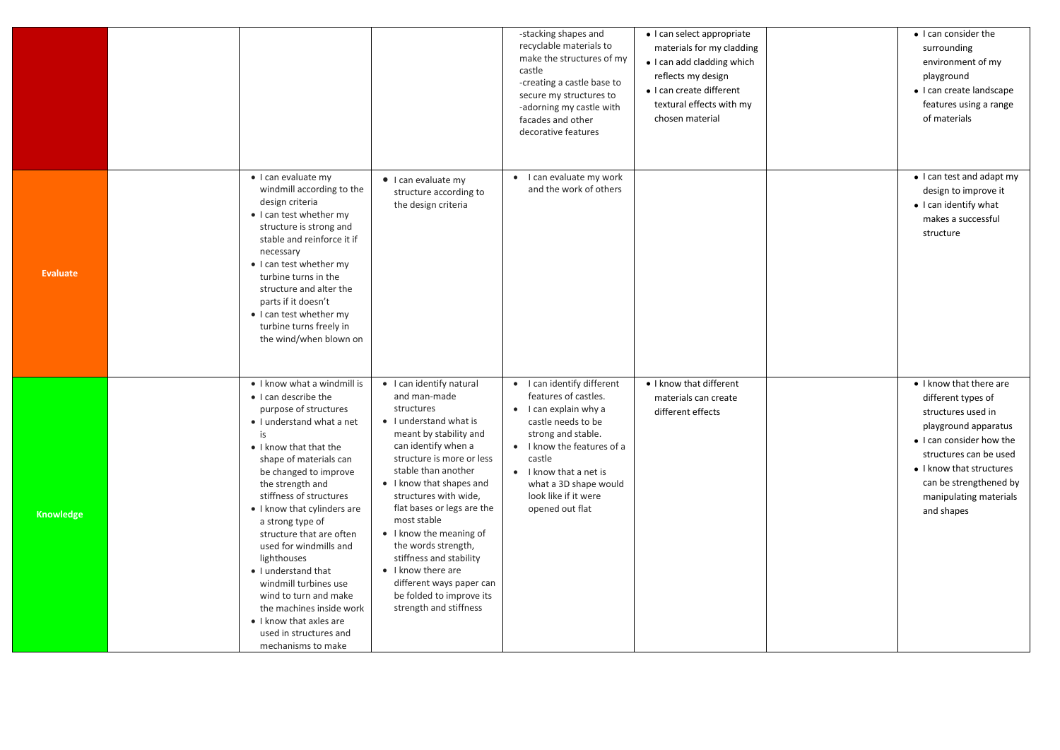| | | | | | | | |
|---|---|---|---|---|---|---|---|
| | | | | -stacking shapes and recyclable materials to make the structures of my castle<br>-creating a castle base to secure my structures to<br>-adorning my castle with facades and other decorative features | • I can select appropriate materials for my cladding<br>• I can add cladding which reflects my design<br>• I can create different textural effects with my chosen material | | • I can consider the surrounding environment of my playground<br>• I can create landscape features using a range of materials |
| **Evaluate** | | • I can evaluate my windmill according to the design criteria<br>• I can test whether my structure is strong and stable and reinforce it if necessary<br>• I can test whether my turbine turns in the structure and alter the parts if it doesn't<br>• I can test whether my turbine turns freely in the wind/when blown on | • I can evaluate my structure according to the design criteria | • I can evaluate my work and the work of others | | | • I can test and adapt my design to improve it<br>• I can identify what makes a successful structure |
| **Knowledge** | | • I know what a windmill is<br>• I can describe the purpose of structures<br>• I understand what a net is<br>• I know that that the shape of materials can be changed to improve the strength and stiffness of structures<br>• I know that cylinders are a strong type of structure that are often used for windmills and lighthouses<br>• I understand that windmill turbines use wind to turn and make the machines inside work<br>• I know that axles are used in structures and mechanisms to make | • I can identify natural and man-made structures<br>• I understand what is meant by stability and can identify when a structure is more or less stable than another<br>• I know that shapes and structures with wide, flat bases or legs are the most stable<br>• I know the meaning of the words strength, stiffness and stability<br>• I know there are different ways paper can be folded to improve its strength and stiffness | • I can identify different features of castles.<br>• I can explain why a castle needs to be strong and stable.<br>• I know the features of a castle<br>• I know that a net is what a 3D shape would look like if it were opened out flat | • I know that different materials can create different effects | | • I know that there are different types of structures used in playground apparatus<br>• I can consider how the structures can be used<br>• I know that structures can be strengthened by manipulating materials and shapes |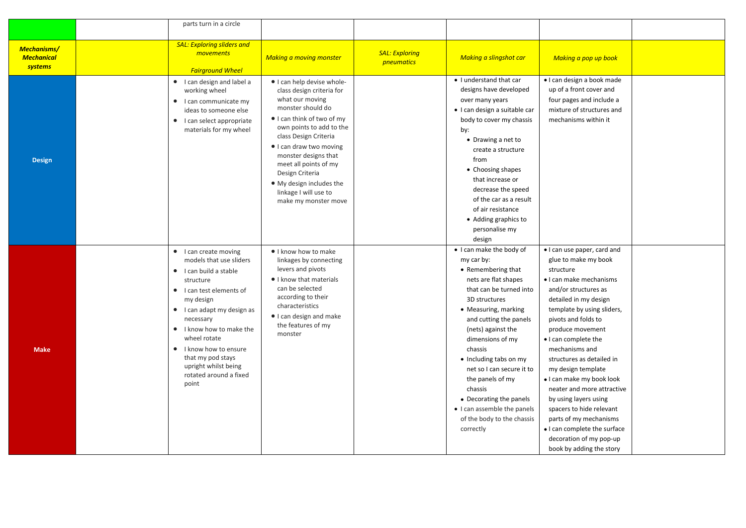| | | | | | | | |
|---|---|---|---|---|---|---|---|
| | | parts turn in a circle | | | | | |
| ***Mechanisms/ Mechanical systems*** | | *SAL: Exploring sliders and movements*<br><br>*Fairground Wheel* | *Making a moving monster* | *SAL: Exploring pneumatics* | *Making a slingshot car* | *Making a pop up book* | |
| **Design** | | • I can design and label a working wheel<br>• I can communicate my ideas to someone else<br>• I can select appropriate materials for my wheel | • I can help devise whole-class design criteria for what our moving monster should do<br>• I can think of two of my own points to add to the class Design Criteria<br>• I can draw two moving monster designs that meet all points of my Design Criteria<br>• My design includes the linkage I will use to make my monster move | | • I understand that car designs have developed over many years<br>• I can design a suitable car body to cover my chassis by:<br>  • Drawing a net to create a structure from<br>  • Choosing shapes that increase or decrease the speed of the car as a result of air resistance<br>  • Adding graphics to personalise my design | • I can design a book made up of a front cover and four pages and include a mixture of structures and mechanisms within it | |
| **Make** | | • I can create moving models that use sliders<br>• I can build a stable structure<br>• I can test elements of my design<br>• I can adapt my design as necessary<br>• I know how to make the wheel rotate<br>• I know how to ensure that my pod stays upright whilst being rotated around a fixed point | • I know how to make linkages by connecting levers and pivots<br>• I know that materials can be selected according to their characteristics<br>• I can design and make the features of my monster | | • I can make the body of my car by:<br>  • Remembering that nets are flat shapes that can be turned into 3D structures<br>  • Measuring, marking and cutting the panels (nets) against the dimensions of my chassis<br>  • Including tabs on my net so I can secure it to the panels of my chassis<br>  • Decorating the panels<br>• I can assemble the panels of the body to the chassis correctly | • I can use paper, card and glue to make my book structure<br>• I can make mechanisms and/or structures as detailed in my design template by using sliders, pivots and folds to produce movement<br>• I can complete the mechanisms and structures as detailed in my design template<br>• I can make my book look neater and more attractive by using layers using spacers to hide relevant parts of my mechanisms<br>• I can complete the surface decoration of my pop-up book by adding the story | |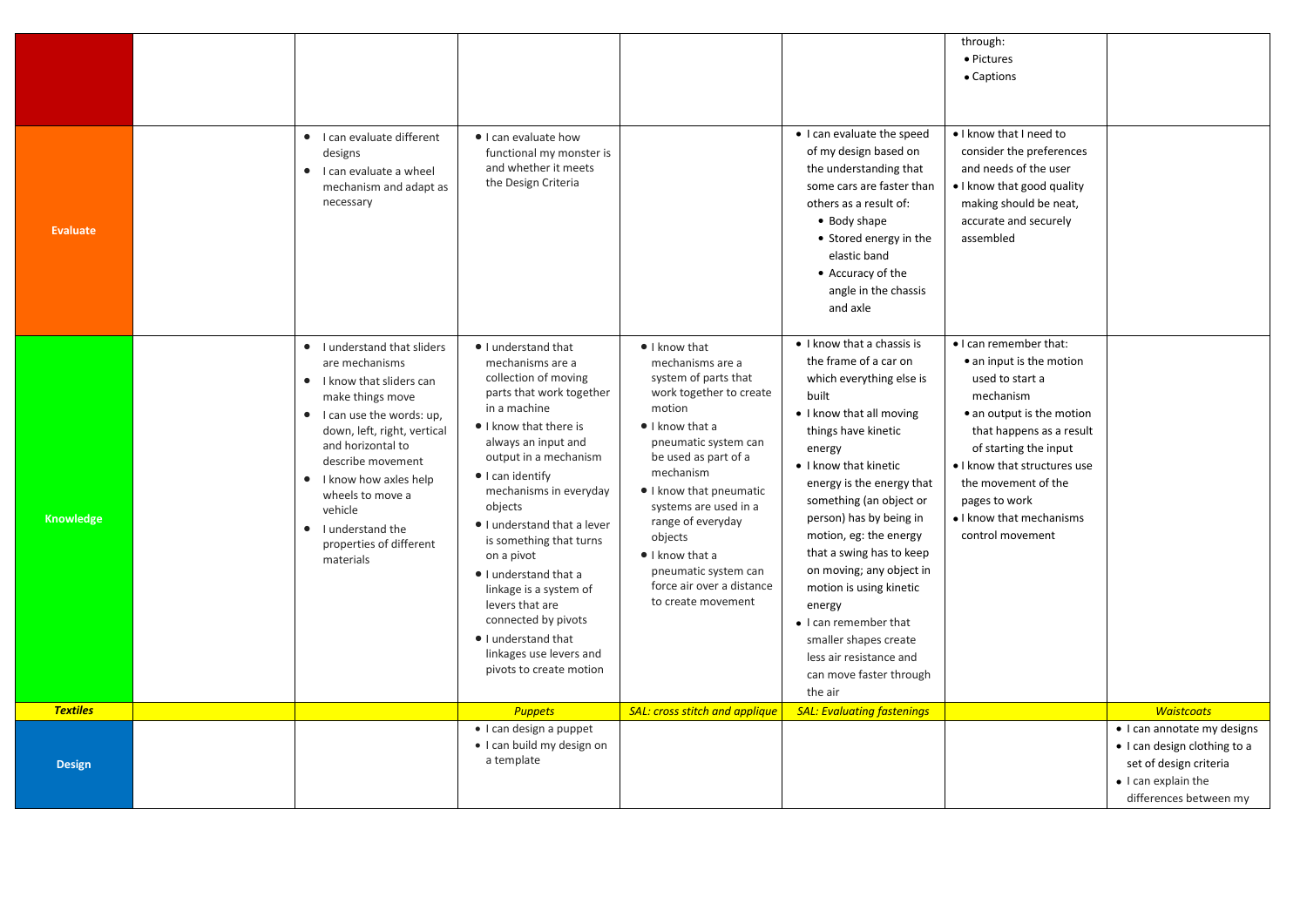| | | | | | | | |
|---|---|---|---|---|---|---|---|
| | | | | | | through:<br>• Pictures<br>• Captions | |
| **Evaluate** | | • I can evaluate different designs<br>• I can evaluate a wheel mechanism and adapt as necessary | • I can evaluate how functional my monster is and whether it meets the Design Criteria | | • I can evaluate the speed of my design based on the understanding that some cars are faster than others as a result of:<br>• Body shape<br>• Stored energy in the elastic band<br>• Accuracy of the angle in the chassis and axle | • I know that I need to consider the preferences and needs of the user<br>• I know that good quality making should be neat, accurate and securely assembled | |
| **Knowledge** | | • I understand that sliders are mechanisms<br>• I know that sliders can make things move<br>• I can use the words: up, down, left, right, vertical and horizontal to describe movement<br>• I know how axles help wheels to move a vehicle<br>• I understand the properties of different materials | • I understand that mechanisms are a collection of moving parts that work together in a machine<br>• I know that there is always an input and output in a mechanism<br>• I can identify mechanisms in everyday objects<br>• I understand that a lever is something that turns on a pivot<br>• I understand that a linkage is a system of levers that are connected by pivots<br>• I understand that linkages use levers and pivots to create motion | • I know that mechanisms are a system of parts that work together to create motion<br>• I know that a pneumatic system can be used as part of a mechanism<br>• I know that pneumatic systems are used in a range of everyday objects<br>• I know that a pneumatic system can force air over a distance to create movement | • I know that a chassis is the frame of a car on which everything else is built<br>• I know that all moving things have kinetic energy<br>• I know that kinetic energy is the energy that something (an object or person) has by being in motion, eg: the energy that a swing has to keep on moving; any object in motion is using kinetic energy<br>• I can remember that smaller shapes create less air resistance and can move faster through the air | • I can remember that:<br>• an input is the motion used to start a mechanism<br>• an output is the motion that happens as a result of starting the input<br>• I know that structures use the movement of the pages to work<br>• I know that mechanisms control movement | |
| ***Textiles*** | | | *Puppets* | *SAL: cross stitch and applique* | *SAL: Evaluating fastenings* | | *Waistcoats* |
| **Design** | | | • I can design a puppet<br>• I can build my design on a template | | | | • I can annotate my designs<br>• I can design clothing to a set of design criteria<br>• I can explain the differences between my |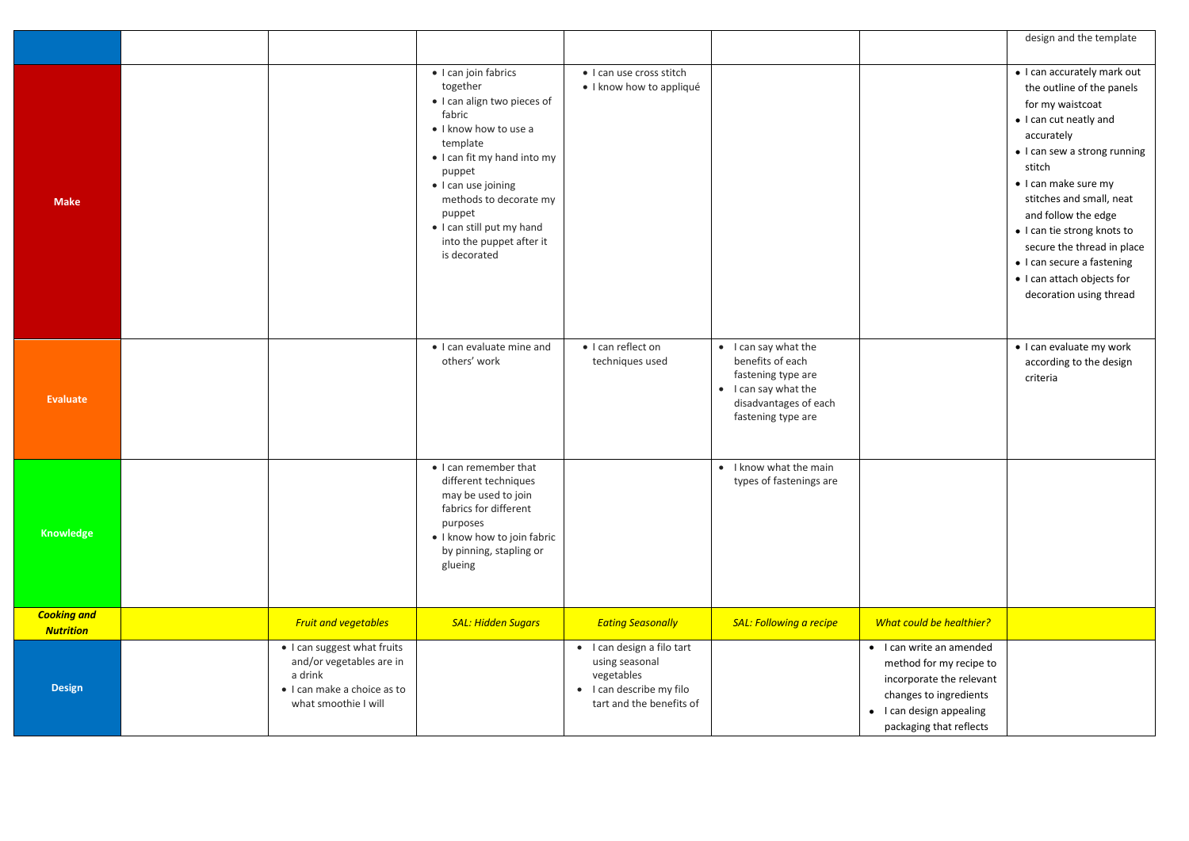| | | | | | | | |
|---|---|---|---|---|---|---|---|
| | | | | | | | design and the template |
| **Make** | | | • I can join fabrics together<br>• I can align two pieces of fabric<br>• I know how to use a template<br>• I can fit my hand into my puppet<br>• I can use joining methods to decorate my puppet<br>• I can still put my hand into the puppet after it is decorated | • I can use cross stitch<br>• I know how to appliqué | | | • I can accurately mark out the outline of the panels for my waistcoat<br>• I can cut neatly and accurately<br>• I can sew a strong running stitch<br>• I can make sure my stitches and small, neat and follow the edge<br>• I can tie strong knots to secure the thread in place<br>• I can secure a fastening<br>• I can attach objects for decoration using thread |
| **Evaluate** | | | • I can evaluate mine and others' work | • I can reflect on techniques used | • I can say what the benefits of each fastening type are<br>• I can say what the disadvantages of each fastening type are | | • I can evaluate my work according to the design criteria |
| **Knowledge** | | | • I can remember that different techniques may be used to join fabrics for different purposes<br>• I know how to join fabric by pinning, stapling or glueing | | • I know what the main types of fastenings are | | |
| ***Cooking and Nutrition*** | | *Fruit and vegetables* | *SAL: Hidden Sugars* | *Eating Seasonally* | *SAL: Following a recipe* | *What could be healthier?* | |
| **Design** | | • I can suggest what fruits and/or vegetables are in a drink<br>• I can make a choice as to what smoothie I will | | • I can design a filo tart using seasonal vegetables<br>• I can describe my filo tart and the benefits of | | • I can write an amended method for my recipe to incorporate the relevant changes to ingredients<br>• I can design appealing packaging that reflects | |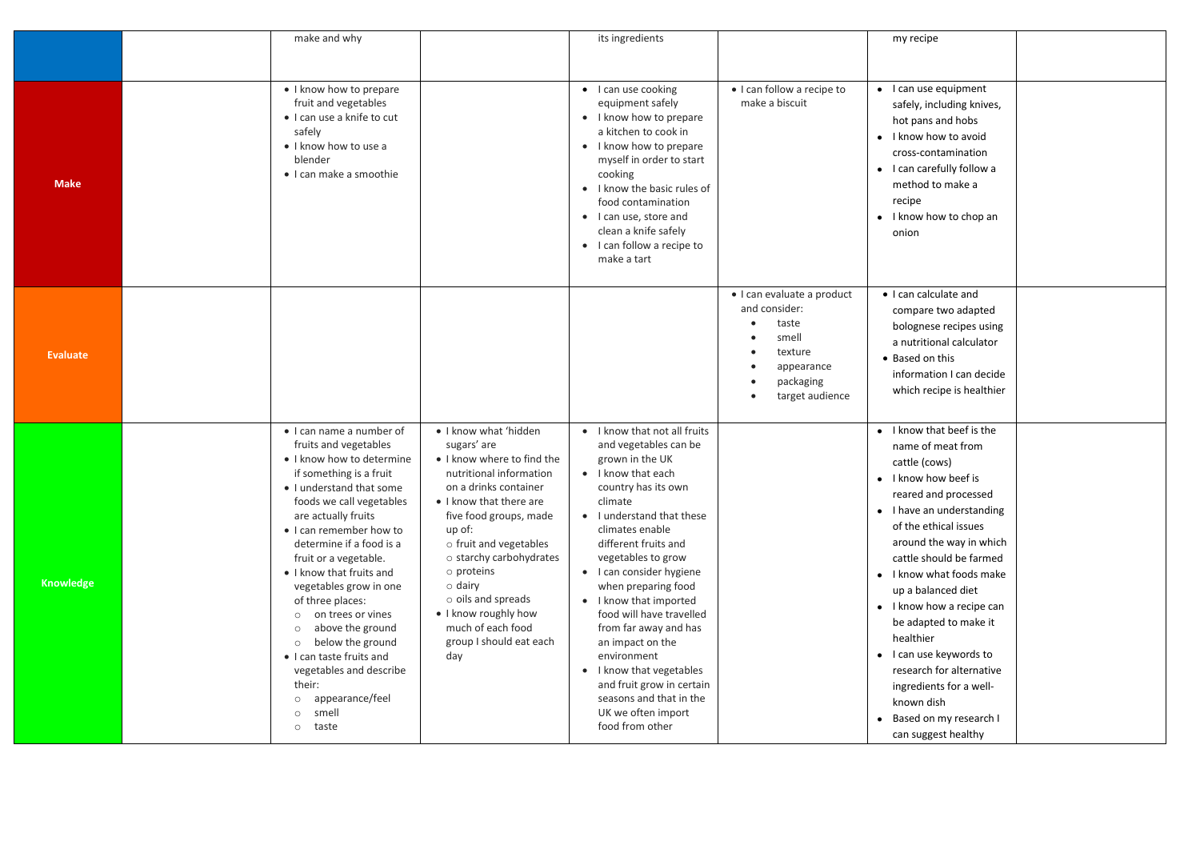| | | | | | | | |
|---|---|---|---|---|---|---|---|
| | | make and why | | its ingredients | | my recipe | |
| **Make** | | • I know how to prepare fruit and vegetables<br>• I can use a knife to cut safely<br>• I know how to use a blender<br>• I can make a smoothie | | • I can use cooking equipment safely<br>• I know how to prepare a kitchen to cook in<br>• I know how to prepare myself in order to start cooking<br>• I know the basic rules of food contamination<br>• I can use, store and clean a knife safely<br>• I can follow a recipe to make a tart | • I can follow a recipe to make a biscuit | • I can use equipment safely, including knives, hot pans and hobs<br>• I know how to avoid cross-contamination<br>• I can carefully follow a method to make a recipe<br>• I know how to chop an onion | |
| **Evaluate** | | | | | • I can evaluate a product and consider:<br>• taste<br>• smell<br>• texture<br>• appearance<br>• packaging<br>• target audience | • I can calculate and compare two adapted bolognese recipes using a nutritional calculator<br>• Based on this information I can decide which recipe is healthier | |
| **Knowledge** | | • I can name a number of fruits and vegetables<br>• I know how to determine if something is a fruit<br>• I understand that some foods we call vegetables are actually fruits<br>• I can remember how to determine if a food is a fruit or a vegetable.<br>• I know that fruits and vegetables grow in one of three places:<br>○ on trees or vines<br>○ above the ground<br>○ below the ground<br>• I can taste fruits and vegetables and describe their:<br>○ appearance/feel<br>○ smell<br>○ taste | • I know what 'hidden sugars' are<br>• I know where to find the nutritional information on a drinks container<br>• I know that there are five food groups, made up of:<br>○ fruit and vegetables<br>○ starchy carbohydrates<br>○ proteins<br>○ dairy<br>○ oils and spreads<br>• I know roughly how much of each food group I should eat each day | • I know that not all fruits and vegetables can be grown in the UK<br>• I know that each country has its own climate<br>• I understand that these climates enable different fruits and vegetables to grow<br>• I can consider hygiene when preparing food<br>• I know that imported food will have travelled from far away and has an impact on the environment<br>• I know that vegetables and fruit grow in certain seasons and that in the UK we often import food from other | | • I know that beef is the name of meat from cattle (cows)<br>• I know how beef is reared and processed<br>• I have an understanding of the ethical issues around the way in which cattle should be farmed<br>• I know what foods make up a balanced diet<br>• I know how a recipe can be adapted to make it healthier<br>• I can use keywords to research for alternative ingredients for a well-known dish<br>• Based on my research I can suggest healthy | |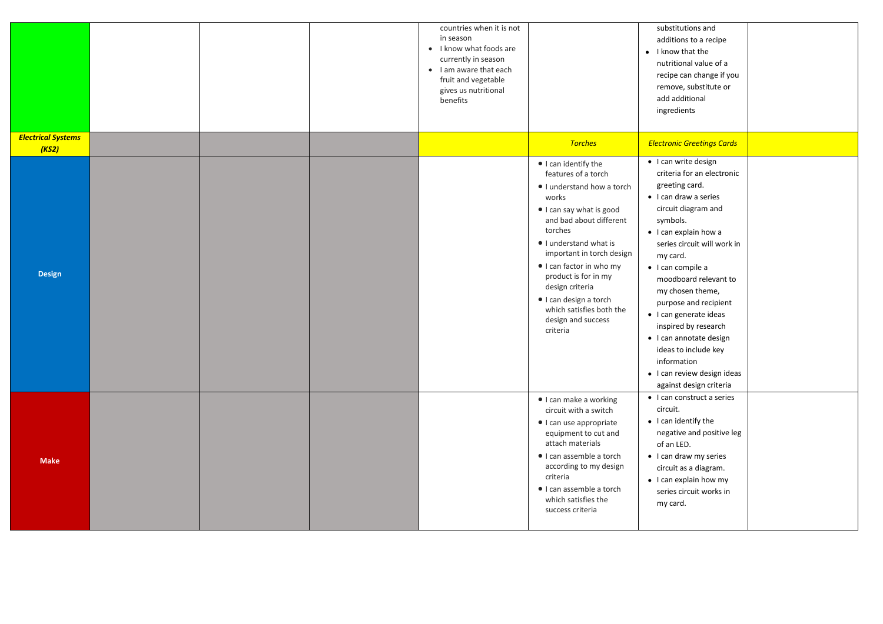| | | | | | | | |
|---|---|---|---|---|---|---|---|
| | | | | countries when it is not in season<br>• I know what foods are currently in season<br>• I am aware that each fruit and vegetable gives us nutritional benefits | | substitutions and additions to a recipe<br>• I know that the nutritional value of a recipe can change if you remove, substitute or add additional ingredients | |
| ***Electrical Systems (KS2)*** | | | | | *Torches* | *Electronic Greetings Cards* | |
| **Design** | | | | | • I can identify the features of a torch<br>• I understand how a torch works<br>• I can say what is good and bad about different torches<br>• I understand what is important in torch design<br>• I can factor in who my product is for in my design criteria<br>• I can design a torch which satisfies both the design and success criteria | • I can write design criteria for an electronic greeting card.<br>• I can draw a series circuit diagram and symbols.<br>• I can explain how a series circuit will work in my card.<br>• I can compile a moodboard relevant to my chosen theme, purpose and recipient<br>• I can generate ideas inspired by research<br>• I can annotate design ideas to include key information<br>• I can review design ideas against design criteria | |
| **Make** | | | | | • I can make a working circuit with a switch<br>• I can use appropriate equipment to cut and attach materials<br>• I can assemble a torch according to my design criteria<br>• I can assemble a torch which satisfies the success criteria | • I can construct a series circuit.<br>• I can identify the negative and positive leg of an LED.<br>• I can draw my series circuit as a diagram.<br>• I can explain how my series circuit works in my card. | |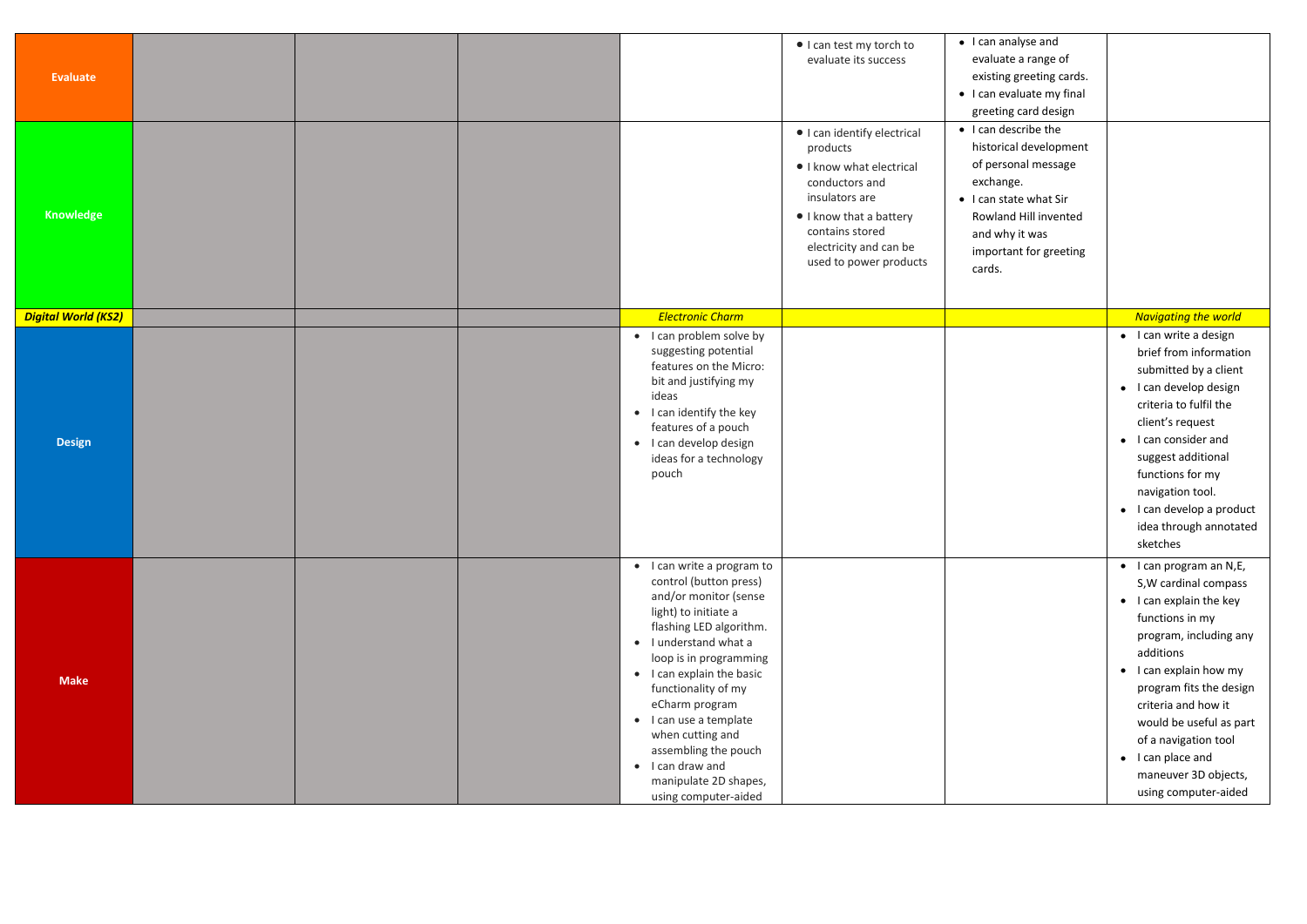| | | | | | | | |
|---|---|---|---|---|---|---|---|
| **Evaluate** | | | | | • I can test my torch to evaluate its success | • I can analyse and evaluate a range of existing greeting cards.<br>• I can evaluate my final greeting card design | |
| **Knowledge** | | | | | • I can identify electrical products<br>• I know what electrical conductors and insulators are<br>• I know that a battery contains stored electricity and can be used to power products | • I can describe the historical development of personal message exchange.<br>• I can state what Sir Rowland Hill invented and why it was important for greeting cards. | |
| ***Digital World (KS2)*** | | | | *Electronic Charm* | | | *Navigating the world* |
| **Design** | | | | • I can problem solve by suggesting potential features on the Micro: bit and justifying my ideas<br>• I can identify the key features of a pouch<br>• I can develop design ideas for a technology pouch | | | • I can write a design brief from information submitted by a client<br>• I can develop design criteria to fulfil the client's request<br>• I can consider and suggest additional functions for my navigation tool.<br>• I can develop a product idea through annotated sketches |
| **Make** | | | | • I can write a program to control (button press) and/or monitor (sense light) to initiate a flashing LED algorithm.<br>• I understand what a loop is in programming<br>• I can explain the basic functionality of my eCharm program<br>• I can use a template when cutting and assembling the pouch<br>• I can draw and manipulate 2D shapes, using computer-aided | | | • I can program an N,E, S,W cardinal compass<br>• I can explain the key functions in my program, including any additions<br>• I can explain how my program fits the design criteria and how it would be useful as part of a navigation tool<br>• I can place and maneuver 3D objects, using computer-aided |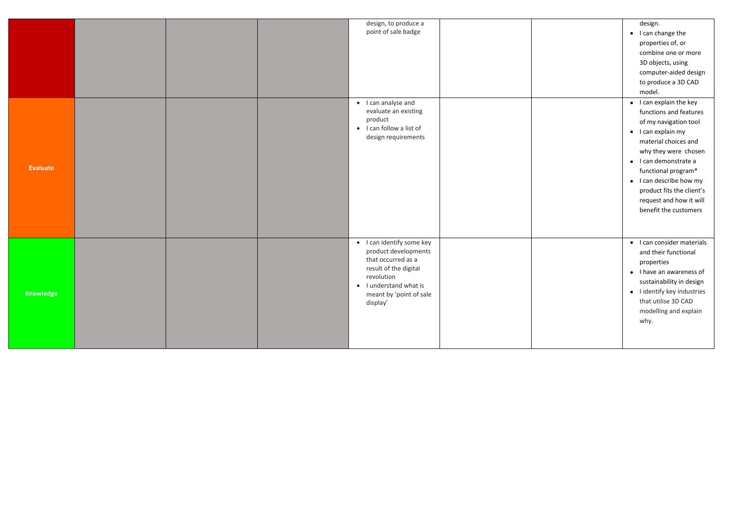| | | | | | | | |
|---|---|---|---|---|---|---|---|
| | | | | design, to produce a point of sale badge | | | design.<br>• I can change the properties of, or combine one or more 3D objects, using computer-aided design to produce a 3D CAD model. |
| **Evaluate** | | | | • I can analyse and evaluate an existing product<br>• I can follow a list of design requirements | | | • I can explain the key functions and features of my navigation tool<br>• I can explain my material choices and why they were chosen<br>• I can demonstrate a functional program*<br>• I can describe how my product fits the client's request and how it will benefit the customers |
| **Knowledge** | | | | • I can identify some key product developments that occurred as a result of the digital revolution<br>• I understand what is meant by 'point of sale display' | | | • I can consider materials and their functional properties<br>• I have an awareness of sustainability in design<br>• I identify key industries that utilise 3D CAD modelling and explain why. |